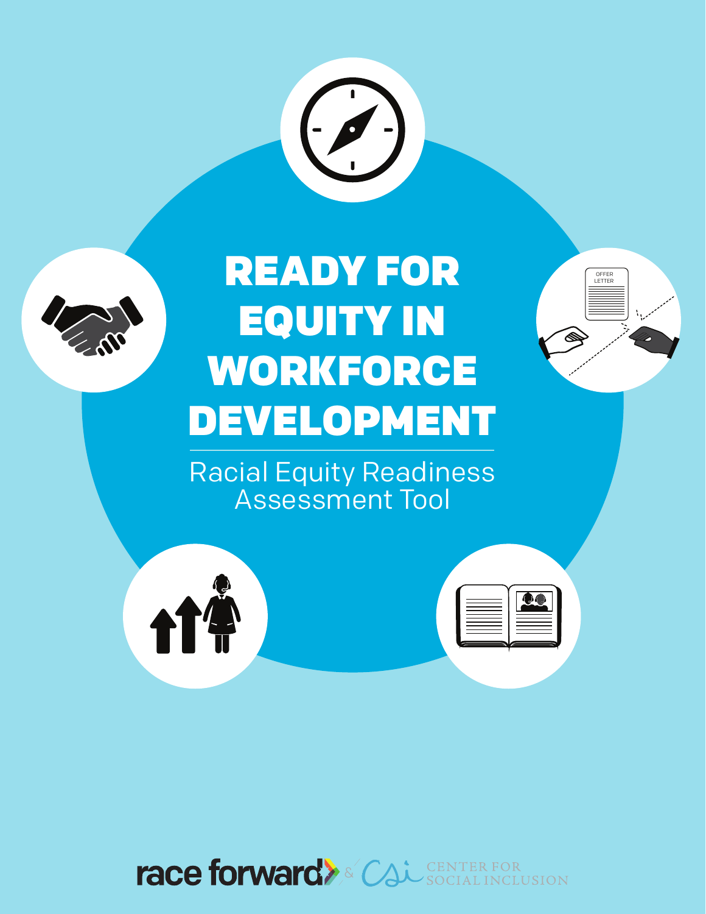# READY FOR EQUITY IN WORKFORCE DEVELOPMENT

Racial Equity Readiness Assessment Tool

race forward & CSI CENTER FOR SOCIAL INCLUSION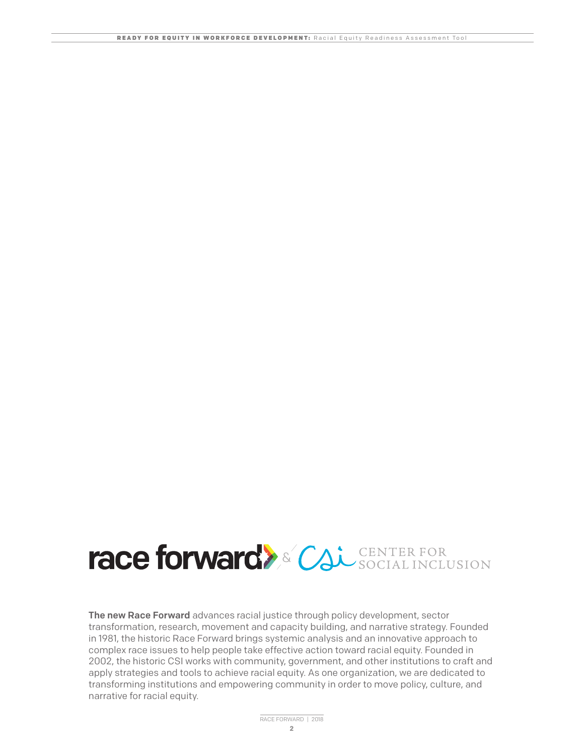race forward & CSi CENTER FOR SOCIAL INCLUSION

**The new Race Forward** advances racial justice through policy development, sector transformation, research, movement and capacity building, and narrative strategy. Founded in 1981, the historic Race Forward brings systemic analysis and an innovative approach to complex race issues to help people take effective action toward racial equity. Founded in 2002, the historic CSI works with community, government, and other institutions to craft and apply strategies and tools to achieve racial equity. As one organization, we are dedicated to transforming institutions and empowering community in order to move policy, culture, and narrative for racial equity.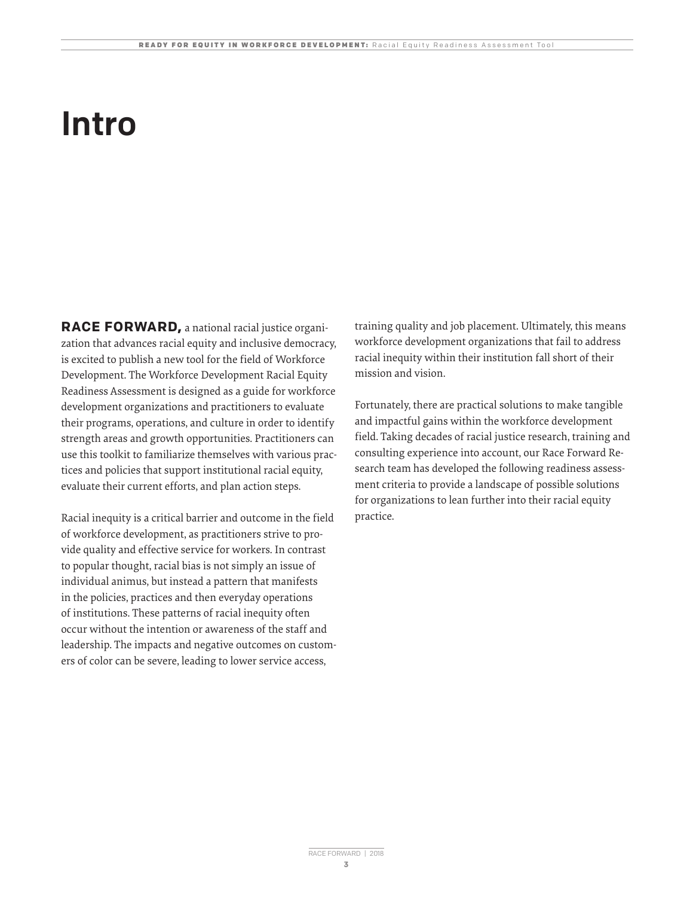# Intro

**RACE FORWARD,** a national racial justice organization that advances racial equity and inclusive democracy, is excited to publish a new tool for the field of Workforce Development. The Workforce Development Racial Equity Readiness Assessment is designed as a guide for workforce development organizations and practitioners to evaluate their programs, operations, and culture in order to identify strength areas and growth opportunities. Practitioners can use this toolkit to familiarize themselves with various practices and policies that support institutional racial equity, evaluate their current efforts, and plan action steps.

Racial inequity is a critical barrier and outcome in the field of workforce development, as practitioners strive to provide quality and effective service for workers. In contrast to popular thought, racial bias is not simply an issue of individual animus, but instead a pattern that manifests in the policies, practices and then everyday operations of institutions. These patterns of racial inequity often occur without the intention or awareness of the staff and leadership. The impacts and negative outcomes on customers of color can be severe, leading to lower service access, training quality and job placement. Ultimately, this means workforce development organizations that fail to address racial inequity within their institution fall short of their mission and vision.

Fortunately, there are practical solutions to make tangible and impactful gains within the workforce development field. Taking decades of racial justice research, training and consulting experience into account, our Race Forward Research team has developed the following readiness assessment criteria to provide a landscape of possible solutions for organizations to lean further into their racial equity practice.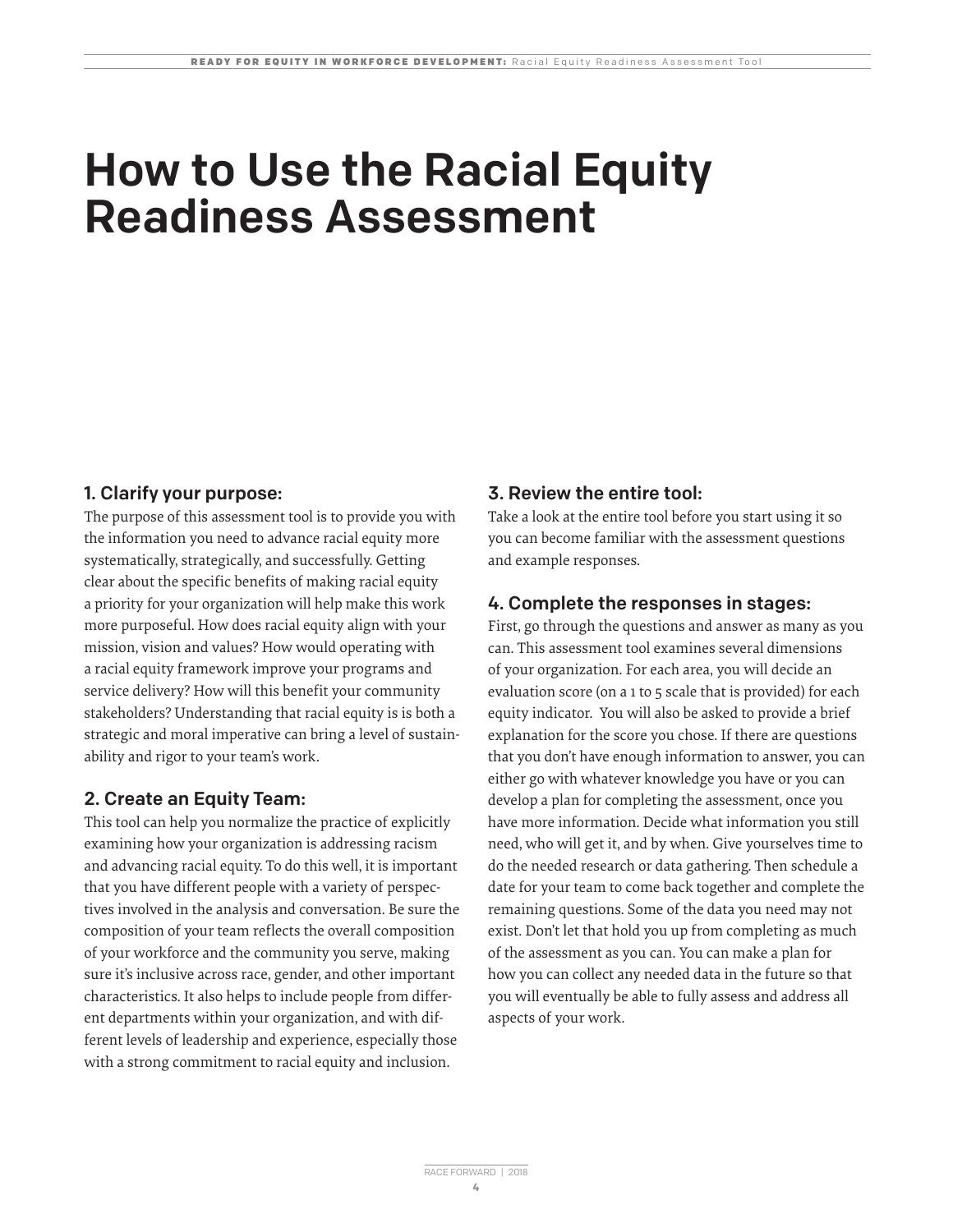# How to Use the Racial Equity Readiness Assessment

### 1. Clarify your purpose:

The purpose of this assessment tool is to provide you with the information you need to advance racial equity more systematically, strategically, and successfully. Getting clear about the specific benefits of making racial equity a priority for your organization will help make this work more purposeful. How does racial equity align with your mission, vision and values? How would operating with a racial equity framework improve your programs and service delivery? How will this benefit your community stakeholders? Understanding that racial equity is is both a strategic and moral imperative can bring a level of sustainability and rigor to your team's work.

### 2. Create an Equity Team:

This tool can help you normalize the practice of explicitly examining how your organization is addressing racism and advancing racial equity. To do this well, it is important that you have different people with a variety of perspectives involved in the analysis and conversation. Be sure the composition of your team reflects the overall composition of your workforce and the community you serve, making sure it's inclusive across race, gender, and other important characteristics. It also helps to include people from different departments within your organization, and with different levels of leadership and experience, especially those with a strong commitment to racial equity and inclusion.

### 3. Review the entire tool:

Take a look at the entire tool before you start using it so you can become familiar with the assessment questions and example responses.

### 4. Complete the responses in stages:

First, go through the questions and answer as many as you can. This assessment tool examines several dimensions of your organization. For each area, you will decide an evaluation score (on a 1 to 5 scale that is provided) for each equity indicator. You will also be asked to provide a brief explanation for the score you chose. If there are questions that you don't have enough information to answer, you can either go with whatever knowledge you have or you can develop a plan for completing the assessment, once you have more information. Decide what information you still need, who will get it, and by when. Give yourselves time to do the needed research or data gathering. Then schedule a date for your team to come back together and complete the remaining questions. Some of the data you need may not exist. Don't let that hold you up from completing as much of the assessment as you can. You can make a plan for how you can collect any needed data in the future so that you will eventually be able to fully assess and address all aspects of your work.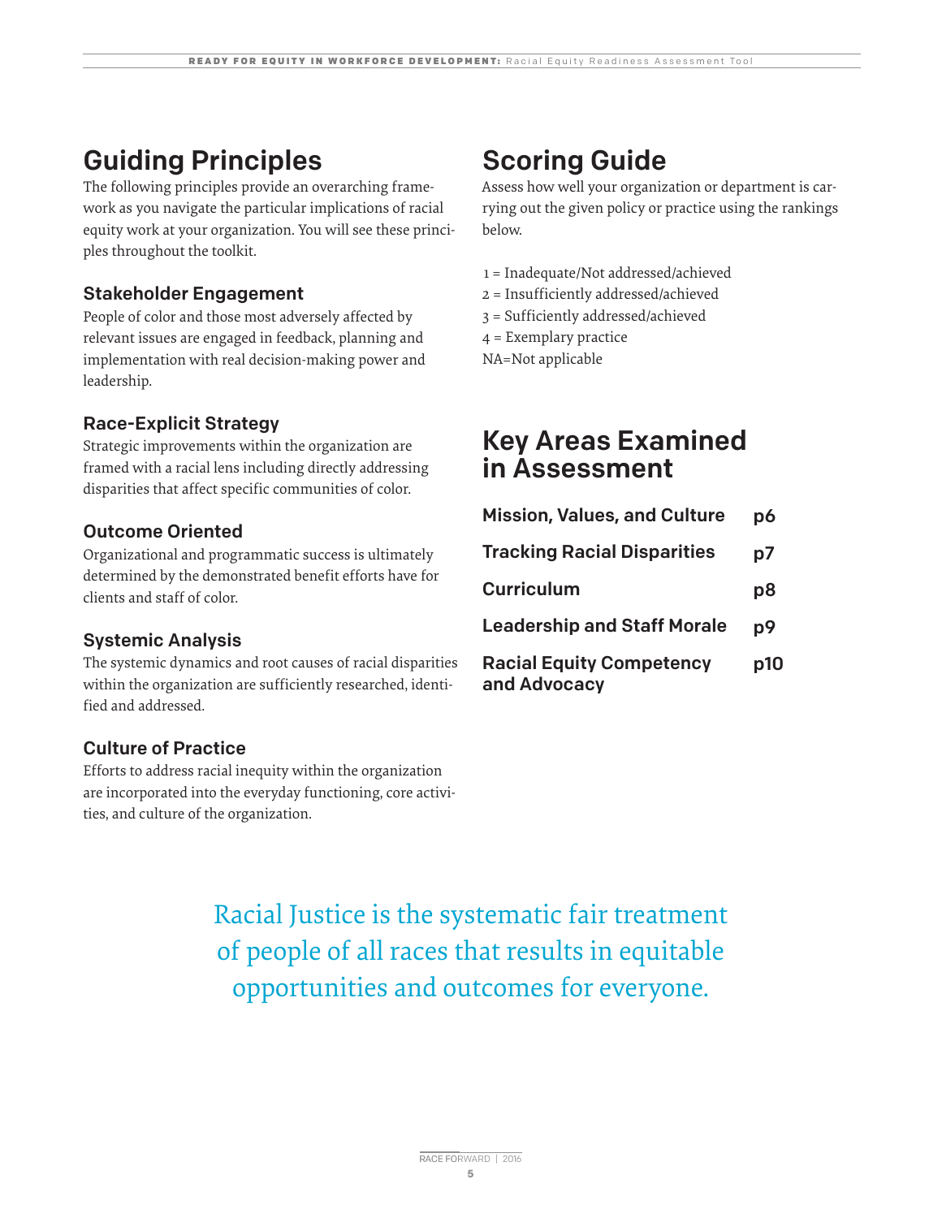## Guiding Principles

The following principles provide an overarching framework as you navigate the particular implications of racial equity work at your organization. You will see these principles throughout the toolkit.

### Stakeholder Engagement

People of color and those most adversely affected by relevant issues are engaged in feedback, planning and implementation with real decision-making power and leadership.

### Race-Explicit Strategy

Strategic improvements within the organization are framed with a racial lens including directly addressing disparities that affect specific communities of color.

### Outcome Oriented

Organizational and programmatic success is ultimately determined by the demonstrated benefit efforts have for clients and staff of color.

### Systemic Analysis

The systemic dynamics and root causes of racial disparities within the organization are sufficiently researched, identified and addressed.

### Culture of Practice

Efforts to address racial inequity within the organization are incorporated into the everyday functioning, core activities, and culture of the organization.

## Scoring Guide

Assess how well your organization or department is carrying out the given policy or practice using the rankings below.

1 = Inadequate/Not addressed/achieved
2 = Insufficiently addressed/achieved
3 = Sufficiently addressed/achieved
4 = Exemplary practice
NA=Not applicable

## Key Areas Examined in Assessment

| | |
|---|---|
| **Mission, Values, and Culture** | **p6** |
| **Tracking Racial Disparities** | **p7** |
| **Curriculum** | **p8** |
| **Leadership and Staff Morale** | **p9** |
| **Racial Equity Competency and Advocacy** | **p10** |

Racial Justice is the systematic fair treatment of people of all races that results in equitable opportunities and outcomes for everyone.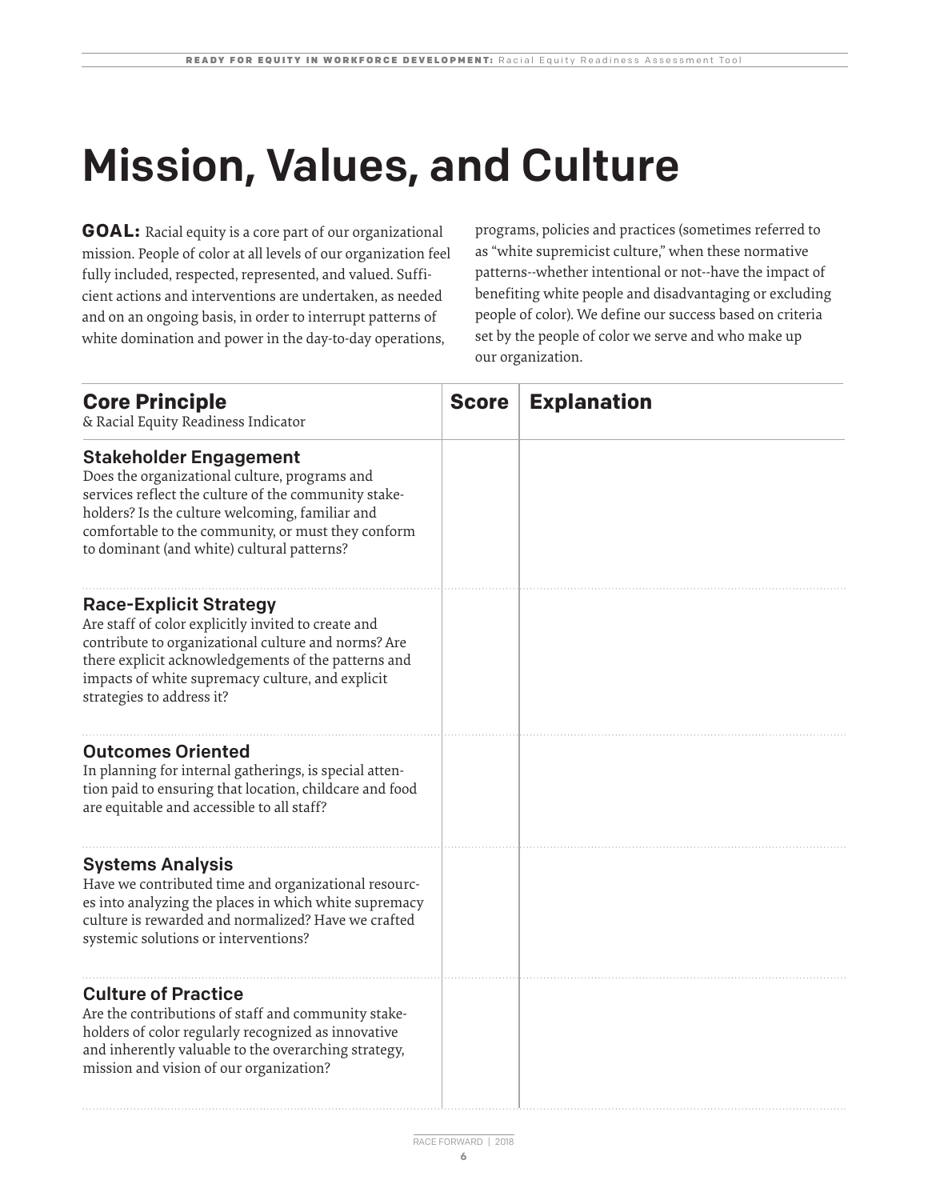# Mission, Values, and Culture

**GOAL:** Racial equity is a core part of our organizational mission. People of color at all levels of our organization feel fully included, respected, represented, and valued. Sufficient actions and interventions are undertaken, as needed and on an ongoing basis, in order to interrupt patterns of white domination and power in the day-to-day operations, programs, policies and practices (sometimes referred to as "white supremicist culture," when these normative patterns--whether intentional or not--have the impact of benefiting white people and disadvantaging or excluding people of color). We define our success based on criteria set by the people of color we serve and who make up our organization.

| **Core Principle** & Racial Equity Readiness Indicator | **Score** | **Explanation** |
|---|---|---|
| **Stakeholder Engagement** Does the organizational culture, programs and services reflect the culture of the community stakeholders? Is the culture welcoming, familiar and comfortable to the community, or must they conform to dominant (and white) cultural patterns? | | |
| **Race-Explicit Strategy** Are staff of color explicitly invited to create and contribute to organizational culture and norms? Are there explicit acknowledgements of the patterns and impacts of white supremacy culture, and explicit strategies to address it? | | |
| **Outcomes Oriented** In planning for internal gatherings, is special attention paid to ensuring that location, childcare and food are equitable and accessible to all staff? | | |
| **Systems Analysis** Have we contributed time and organizational resources into analyzing the places in which white supremacy culture is rewarded and normalized? Have we crafted systemic solutions or interventions? | | |
| **Culture of Practice** Are the contributions of staff and community stakeholders of color regularly recognized as innovative and inherently valuable to the overarching strategy, mission and vision of our organization? | | |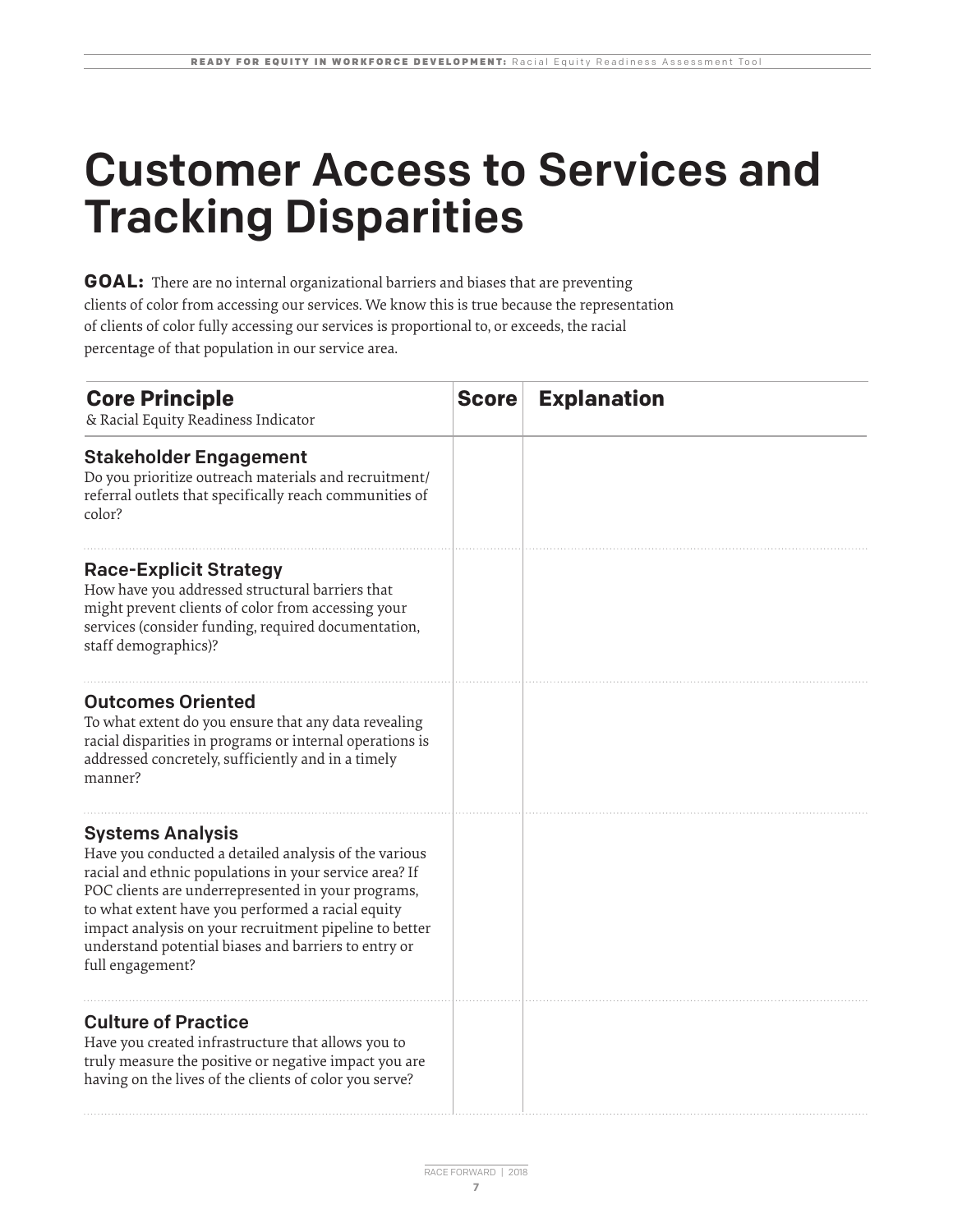# Customer Access to Services and Tracking Disparities

**GOAL:** There are no internal organizational barriers and biases that are preventing clients of color from accessing our services. We know this is true because the representation of clients of color fully accessing our services is proportional to, or exceeds, the racial percentage of that population in our service area.

| Core Principle & Racial Equity Readiness Indicator | Score | Explanation |
|---|---|---|
| **Stakeholder Engagement** Do you prioritize outreach materials and recruitment/referral outlets that specifically reach communities of color? | | |
| **Race-Explicit Strategy** How have you addressed structural barriers that might prevent clients of color from accessing your services (consider funding, required documentation, staff demographics)? | | |
| **Outcomes Oriented** To what extent do you ensure that any data revealing racial disparities in programs or internal operations is addressed concretely, sufficiently and in a timely manner? | | |
| **Systems Analysis** Have you conducted a detailed analysis of the various racial and ethnic populations in your service area? If POC clients are underrepresented in your programs, to what extent have you performed a racial equity impact analysis on your recruitment pipeline to better understand potential biases and barriers to entry or full engagement? | | |
| **Culture of Practice** Have you created infrastructure that allows you to truly measure the positive or negative impact you are having on the lives of the clients of color you serve? | | |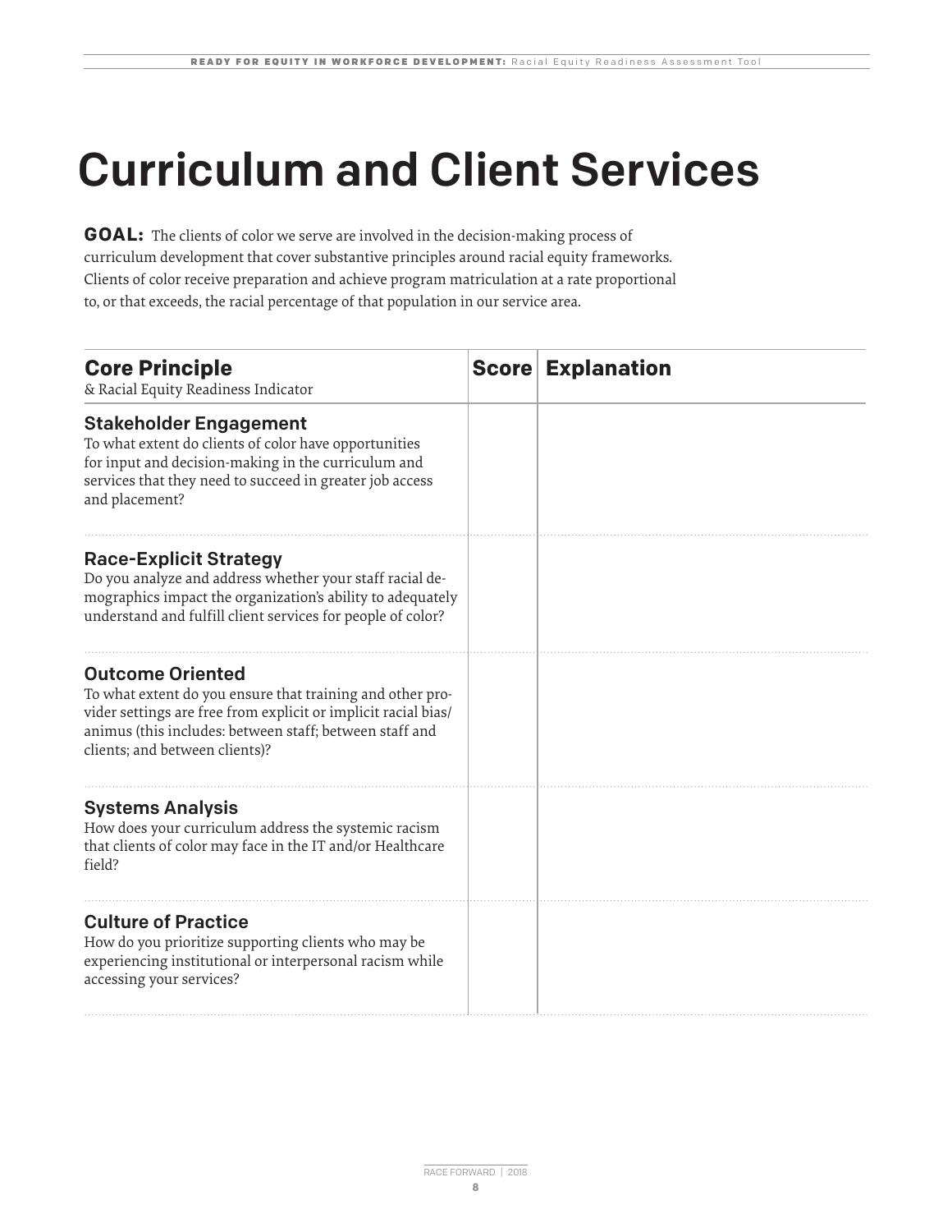# Curriculum and Client Services

**GOAL:** The clients of color we serve are involved in the decision-making process of curriculum development that cover substantive principles around racial equity frameworks. Clients of color receive preparation and achieve program matriculation at a rate proportional to, or that exceeds, the racial percentage of that population in our service area.

| **Core Principle** & Racial Equity Readiness Indicator | **Score** | **Explanation** |
|---|---|---|
| **Stakeholder Engagement** To what extent do clients of color have opportunities for input and decision-making in the curriculum and services that they need to succeed in greater job access and placement? | | |
| **Race-Explicit Strategy** Do you analyze and address whether your staff racial demographics impact the organization's ability to adequately understand and fulfill client services for people of color? | | |
| **Outcome Oriented** To what extent do you ensure that training and other provider settings are free from explicit or implicit racial bias/animus (this includes: between staff; between staff and clients; and between clients)? | | |
| **Systems Analysis** How does your curriculum address the systemic racism that clients of color may face in the IT and/or Healthcare field? | | |
| **Culture of Practice** How do you prioritize supporting clients who may be experiencing institutional or interpersonal racism while accessing your services? | | |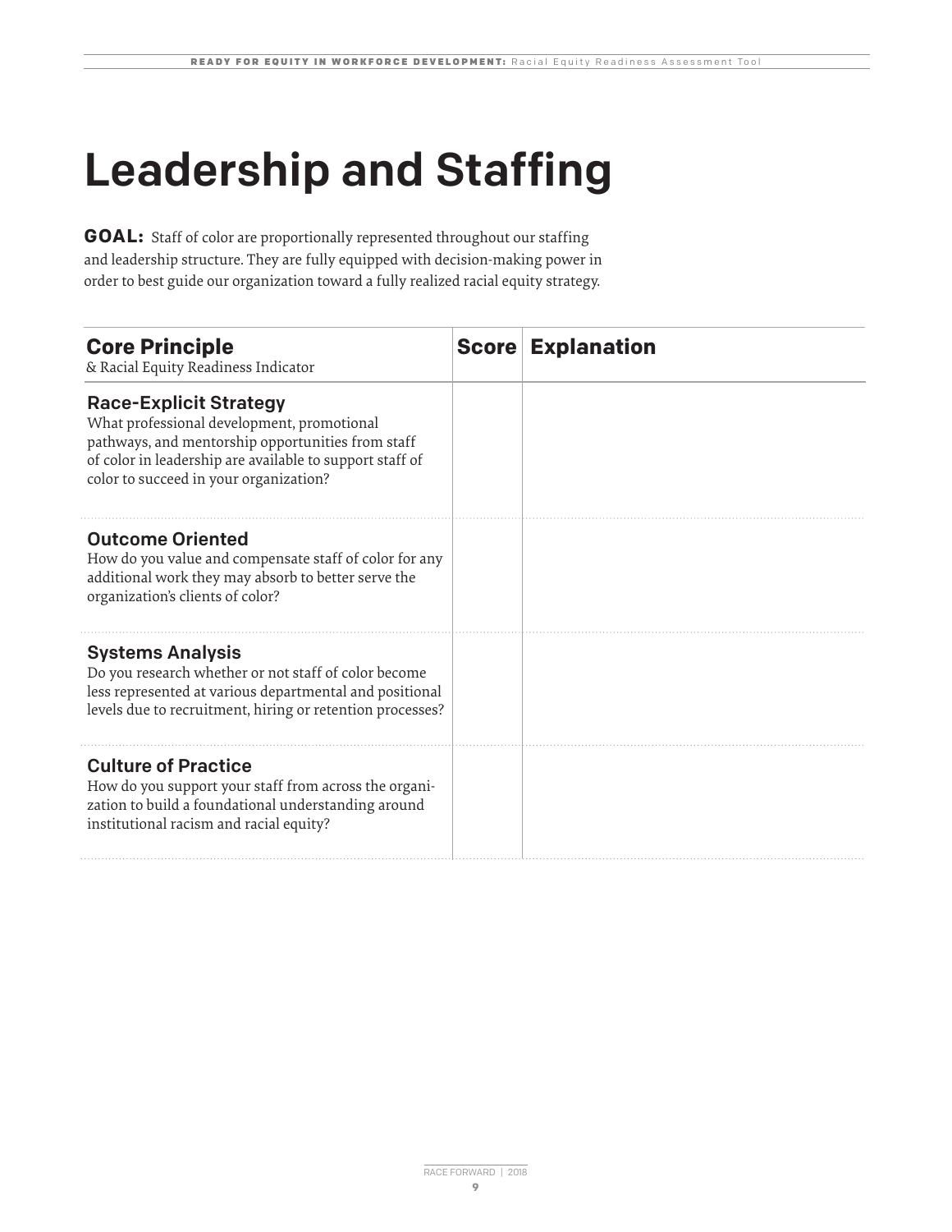# Leadership and Staffing

**GOAL:** Staff of color are proportionally represented throughout our staffing and leadership structure. They are fully equipped with decision-making power in order to best guide our organization toward a fully realized racial equity strategy.

| **Core Principle**<br>& Racial Equity Readiness Indicator | **Score** | **Explanation** |
|---|---|---|
| **Race-Explicit Strategy**<br>What professional development, promotional pathways, and mentorship opportunities from staff of color in leadership are available to support staff of color to succeed in your organization? | | |
| **Outcome Oriented**<br>How do you value and compensate staff of color for any additional work they may absorb to better serve the organization's clients of color? | | |
| **Systems Analysis**<br>Do you research whether or not staff of color become less represented at various departmental and positional levels due to recruitment, hiring or retention processes? | | |
| **Culture of Practice**<br>How do you support your staff from across the organization to build a foundational understanding around institutional racism and racial equity? | | |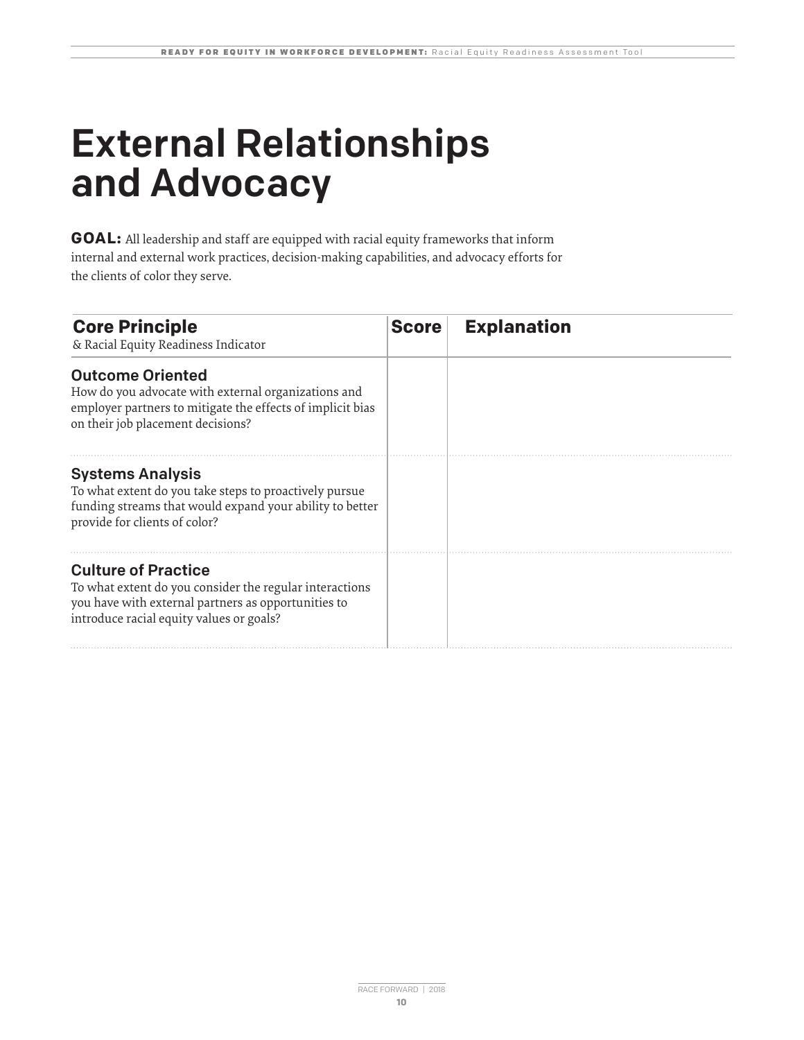# External Relationships and Advocacy

**GOAL:** All leadership and staff are equipped with racial equity frameworks that inform internal and external work practices, decision-making capabilities, and advocacy efforts for the clients of color they serve.

| **Core Principle** & Racial Equity Readiness Indicator | **Score** | **Explanation** |
| --- | --- | --- |
| **Outcome Oriented** How do you advocate with external organizations and employer partners to mitigate the effects of implicit bias on their job placement decisions? | | |
| **Systems Analysis** To what extent do you take steps to proactively pursue funding streams that would expand your ability to better provide for clients of color? | | |
| **Culture of Practice** To what extent do you consider the regular interactions you have with external partners as opportunities to introduce racial equity values or goals? | | |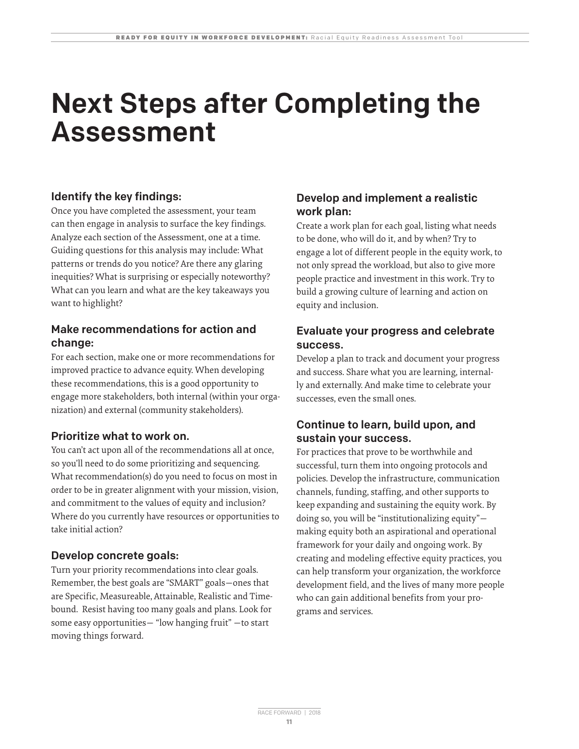# Next Steps after Completing the Assessment

### Identify the key findings:

Once you have completed the assessment, your team can then engage in analysis to surface the key findings. Analyze each section of the Assessment, one at a time. Guiding questions for this analysis may include: What patterns or trends do you notice? Are there any glaring inequities? What is surprising or especially noteworthy? What can you learn and what are the key takeaways you want to highlight?

### Make recommendations for action and change:

For each section, make one or more recommendations for improved practice to advance equity. When developing these recommendations, this is a good opportunity to engage more stakeholders, both internal (within your organization) and external (community stakeholders).

### Prioritize what to work on.

You can't act upon all of the recommendations all at once, so you'll need to do some prioritizing and sequencing. What recommendation(s) do you need to focus on most in order to be in greater alignment with your mission, vision, and commitment to the values of equity and inclusion? Where do you currently have resources or opportunities to take initial action?

### Develop concrete goals:

Turn your priority recommendations into clear goals. Remember, the best goals are "SMART" goals—ones that are Specific, Measureable, Attainable, Realistic and Time-bound. Resist having too many goals and plans. Look for some easy opportunities— "low hanging fruit" —to start moving things forward.

### Develop and implement a realistic work plan:

Create a work plan for each goal, listing what needs to be done, who will do it, and by when? Try to engage a lot of different people in the equity work, to not only spread the workload, but also to give more people practice and investment in this work. Try to build a growing culture of learning and action on equity and inclusion.

### Evaluate your progress and celebrate success.

Develop a plan to track and document your progress and success. Share what you are learning, internally and externally. And make time to celebrate your successes, even the small ones.

### Continue to learn, build upon, and sustain your success.

For practices that prove to be worthwhile and successful, turn them into ongoing protocols and policies. Develop the infrastructure, communication channels, funding, staffing, and other supports to keep expanding and sustaining the equity work. By doing so, you will be "institutionalizing equity"—making equity both an aspirational and operational framework for your daily and ongoing work. By creating and modeling effective equity practices, you can help transform your organization, the workforce development field, and the lives of many more people who can gain additional benefits from your programs and services.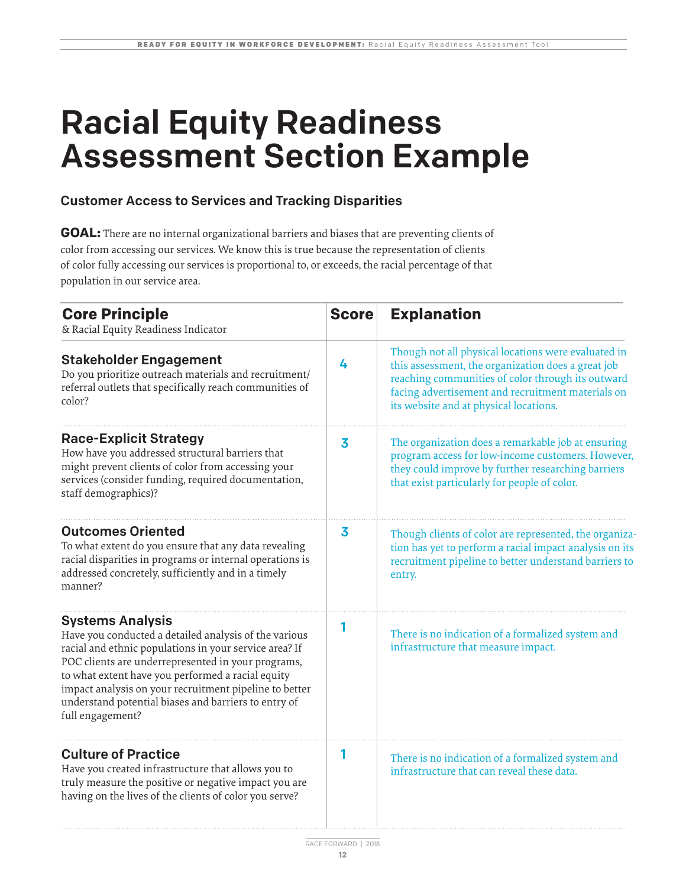# Racial Equity Readiness Assessment Section Example

### Customer Access to Services and Tracking Disparities

**GOAL:** There are no internal organizational barriers and biases that are preventing clients of color from accessing our services. We know this is true because the representation of clients of color fully accessing our services is proportional to, or exceeds, the racial percentage of that population in our service area.

| **Core Principle** & Racial Equity Readiness Indicator | **Score** | **Explanation** |
|---|---|---|
| **Stakeholder Engagement** Do you prioritize outreach materials and recruitment/referral outlets that specifically reach communities of color? | 4 | Though not all physical locations were evaluated in this assessment, the organization does a great job reaching communities of color through its outward facing advertisement and recruitment materials on its website and at physical locations. |
| **Race-Explicit Strategy** How have you addressed structural barriers that might prevent clients of color from accessing your services (consider funding, required documentation, staff demographics)? | 3 | The organization does a remarkable job at ensuring program access for low-income customers. However, they could improve by further researching barriers that exist particularly for people of color. |
| **Outcomes Oriented** To what extent do you ensure that any data revealing racial disparities in programs or internal operations is addressed concretely, sufficiently and in a timely manner? | 3 | Though clients of color are represented, the organization has yet to perform a racial impact analysis on its recruitment pipeline to better understand barriers to entry. |
| **Systems Analysis** Have you conducted a detailed analysis of the various racial and ethnic populations in your service area? If POC clients are underrepresented in your programs, to what extent have you performed a racial equity impact analysis on your recruitment pipeline to better understand potential biases and barriers to entry of full engagement? | 1 | There is no indication of a formalized system and infrastructure that measure impact. |
| **Culture of Practice** Have you created infrastructure that allows you to truly measure the positive or negative impact you are having on the lives of the clients of color you serve? | 1 | There is no indication of a formalized system and infrastructure that can reveal these data. |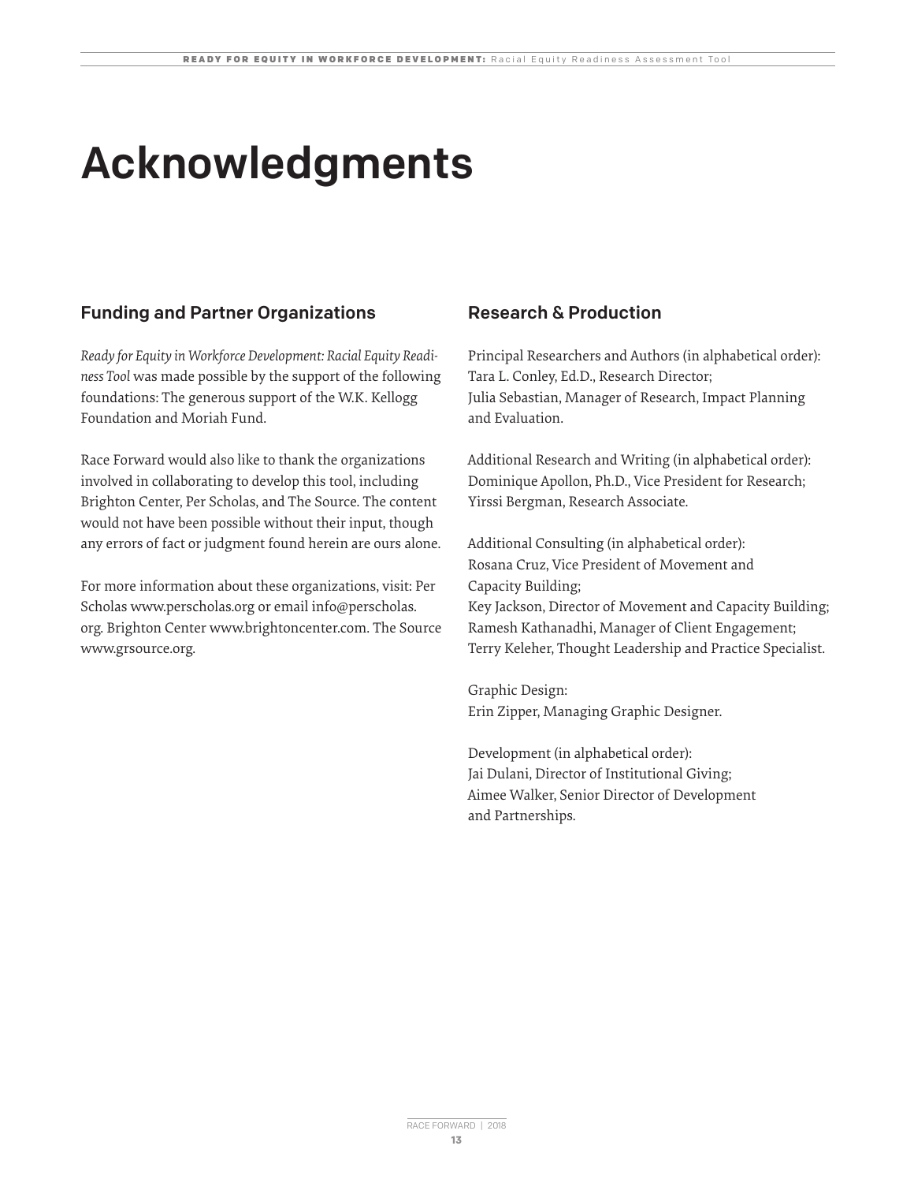# Acknowledgments

## Funding and Partner Organizations

*Ready for Equity in Workforce Development: Racial Equity Readiness Tool* was made possible by the support of the following foundations: The generous support of the W.K. Kellogg Foundation and Moriah Fund.

Race Forward would also like to thank the organizations involved in collaborating to develop this tool, including Brighton Center, Per Scholas, and The Source. The content would not have been possible without their input, though any errors of fact or judgment found herein are ours alone.

For more information about these organizations, visit: Per Scholas www.perscholas.org or email info@perscholas.org. Brighton Center www.brightoncenter.com. The Source www.grsource.org.

## Research & Production

Principal Researchers and Authors (in alphabetical order):
Tara L. Conley, Ed.D., Research Director;
Julia Sebastian, Manager of Research, Impact Planning and Evaluation.

Additional Research and Writing (in alphabetical order):
Dominique Apollon, Ph.D., Vice President for Research;
Yirssi Bergman, Research Associate.

Additional Consulting (in alphabetical order):
Rosana Cruz, Vice President of Movement and Capacity Building;
Key Jackson, Director of Movement and Capacity Building;
Ramesh Kathanadhi, Manager of Client Engagement;
Terry Keleher, Thought Leadership and Practice Specialist.

Graphic Design:
Erin Zipper, Managing Graphic Designer.

Development (in alphabetical order):
Jai Dulani, Director of Institutional Giving;
Aimee Walker, Senior Director of Development and Partnerships.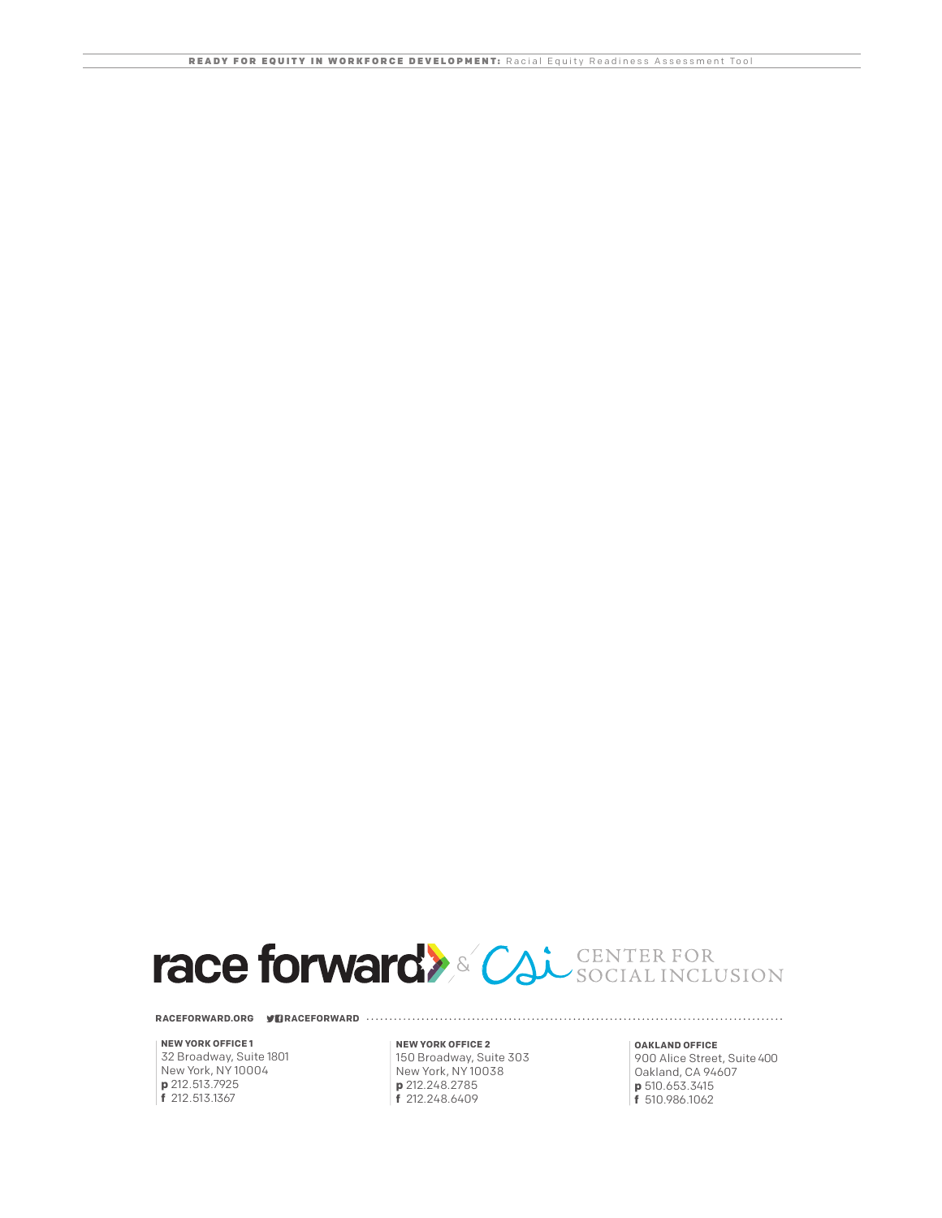race forward & CSi CENTER FOR SOCIAL INCLUSION

RACEFORWARD.ORG RACEFORWARD

**NEW YORK OFFICE 1**
32 Broadway, Suite 1801
New York, NY 10004
**p** 212.513.7925
**f** 212.513.1367

**NEW YORK OFFICE 2**
150 Broadway, Suite 303
New York, NY 10038
**p** 212.248.2785
**f** 212.248.6409

**OAKLAND OFFICE**
900 Alice Street, Suite 400
Oakland, CA 94607
**p** 510.653.3415
**f** 510.986.1062